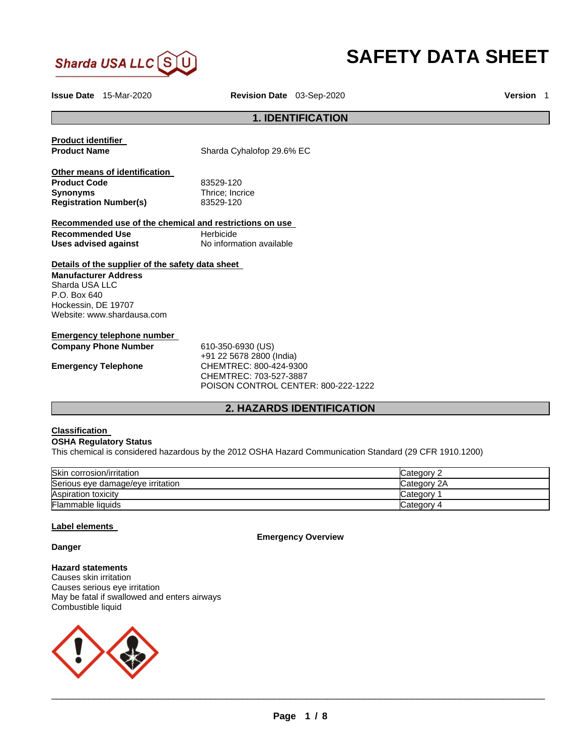Sharda USA LLC

# SAFETY DATA SHEET

**Issue Date** 15-Mar-2020 **Revision Date** 03-Sep-2020 **Version** 1

## 1. IDENTIFICATION

**Product identifier**

**Product Name** Sharda Cyhalofop 29.6% EC

**Other means of identification**

**Product Code** 83529-120
**Synonyms** Thrice; Incrice
**Registration Number(s)** 83529-120

**Recommended use of the chemical and restrictions on use**

**Recommended Use** Herbicide
**Uses advised against** No information available

**Details of the supplier of the safety data sheet**

**Manufacturer Address**
Sharda USA LLC
P.O. Box 640
Hockessin, DE 19707
Website: www.shardausa.com

**Emergency telephone number**

**Company Phone Number** 610-350-6930 (US)
+91 22 5678 2800 (India)

**Emergency Telephone** CHEMTREC: 800-424-9300
CHEMTREC: 703-527-3887
POISON CONTROL CENTER: 800-222-1222

## 2. HAZARDS IDENTIFICATION

**Classification**

**OSHA Regulatory Status**
This chemical is considered hazardous by the 2012 OSHA Hazard Communication Standard (29 CFR 1910.1200)

| | |
|---|---|
| Skin corrosion/irritation | Category 2 |
| Serious eye damage/eye irritation | Category 2A |
| Aspiration toxicity | Category 1 |
| Flammable liquids | Category 4 |

**Label elements**

**Emergency Overview**

**Danger**

**Hazard statements**
Causes skin irritation
Causes serious eye irritation
May be fatal if swallowed and enters airways
Combustible liquid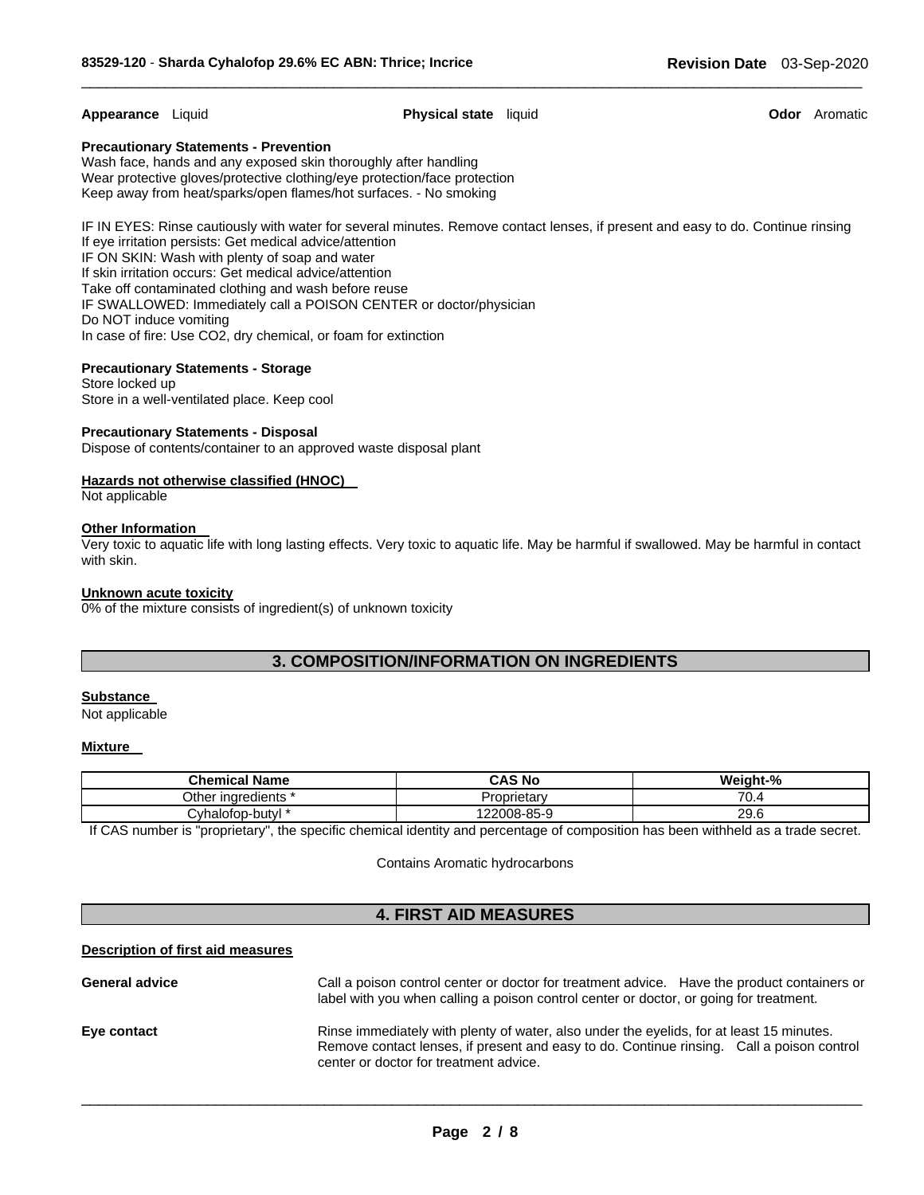**Appearance** Liquid **Physical state** liquid **Odor** Aromatic

**Precautionary Statements - Prevention**
Wash face, hands and any exposed skin thoroughly after handling
Wear protective gloves/protective clothing/eye protection/face protection
Keep away from heat/sparks/open flames/hot surfaces. - No smoking

IF IN EYES: Rinse cautiously with water for several minutes. Remove contact lenses, if present and easy to do. Continue rinsing
If eye irritation persists: Get medical advice/attention
IF ON SKIN: Wash with plenty of soap and water
If skin irritation occurs: Get medical advice/attention
Take off contaminated clothing and wash before reuse
IF SWALLOWED: Immediately call a POISON CENTER or doctor/physician
Do NOT induce vomiting
In case of fire: Use CO2, dry chemical, or foam for extinction

**Precautionary Statements - Storage**
Store locked up
Store in a well-ventilated place. Keep cool

**Precautionary Statements - Disposal**
Dispose of contents/container to an approved waste disposal plant

**Hazards not otherwise classified (HNOC)**
Not applicable

**Other Information**
Very toxic to aquatic life with long lasting effects. Very toxic to aquatic life. May be harmful if swallowed. May be harmful in contact with skin.

**Unknown acute toxicity**
0% of the mixture consists of ingredient(s) of unknown toxicity

## 3. COMPOSITION/INFORMATION ON INGREDIENTS

**Substance**
Not applicable

**Mixture**

| Chemical Name | CAS No | Weight-% |
|---|---|---|
| Other ingredients * | Proprietary | 70.4 |
| Cyhalofop-butyl * | 122008-85-9 | 29.6 |

If CAS number is "proprietary", the specific chemical identity and percentage of composition has been withheld as a trade secret.

Contains Aromatic hydrocarbons

## 4. FIRST AID MEASURES

**Description of first aid measures**

**General advice** Call a poison control center or doctor for treatment advice. Have the product containers or label with you when calling a poison control center or doctor, or going for treatment.

**Eye contact** Rinse immediately with plenty of water, also under the eyelids, for at least 15 minutes. Remove contact lenses, if present and easy to do. Continue rinsing. Call a poison control center or doctor for treatment advice.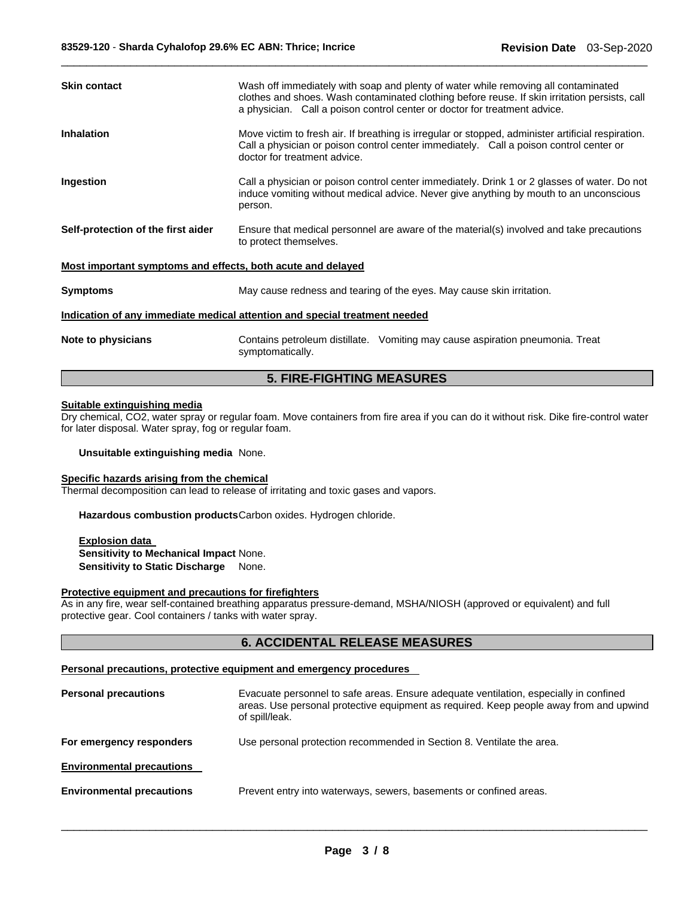**Skin contact** Wash off immediately with soap and plenty of water while removing all contaminated clothes and shoes. Wash contaminated clothing before reuse. If skin irritation persists, call a physician. Call a poison control center or doctor for treatment advice.

**Inhalation** Move victim to fresh air. If breathing is irregular or stopped, administer artificial respiration. Call a physician or poison control center immediately. Call a poison control center or doctor for treatment advice.

**Ingestion** Call a physician or poison control center immediately. Drink 1 or 2 glasses of water. Do not induce vomiting without medical advice. Never give anything by mouth to an unconscious person.

**Self-protection of the first aider** Ensure that medical personnel are aware of the material(s) involved and take precautions to protect themselves.

**Most important symptoms and effects, both acute and delayed**

**Symptoms** May cause redness and tearing of the eyes. May cause skin irritation.

**Indication of any immediate medical attention and special treatment needed**

**Note to physicians** Contains petroleum distillate. Vomiting may cause aspiration pneumonia. Treat symptomatically.

## 5. FIRE-FIGHTING MEASURES

**Suitable extinguishing media**

Dry chemical, $CO_2$, water spray or regular foam. Move containers from fire area if you can do it without risk. Dike fire-control water for later disposal. Water spray, fog or regular foam.

**Unsuitable extinguishing media** None.

**Specific hazards arising from the chemical**

Thermal decomposition can lead to release of irritating and toxic gases and vapors.

**Hazardous combustion products** Carbon oxides. Hydrogen chloride.

**Explosion data**

**Sensitivity to Mechanical Impact** None.

**Sensitivity to Static Discharge** None.

**Protective equipment and precautions for firefighters**

As in any fire, wear self-contained breathing apparatus pressure-demand, MSHA/NIOSH (approved or equivalent) and full protective gear. Cool containers / tanks with water spray.

## 6. ACCIDENTAL RELEASE MEASURES

**Personal precautions, protective equipment and emergency procedures**

**Personal precautions** Evacuate personnel to safe areas. Ensure adequate ventilation, especially in confined areas. Use personal protective equipment as required. Keep people away from and upwind of spill/leak.

**For emergency responders** Use personal protection recommended in Section 8. Ventilate the area.

**Environmental precautions**

**Environmental precautions** Prevent entry into waterways, sewers, basements or confined areas.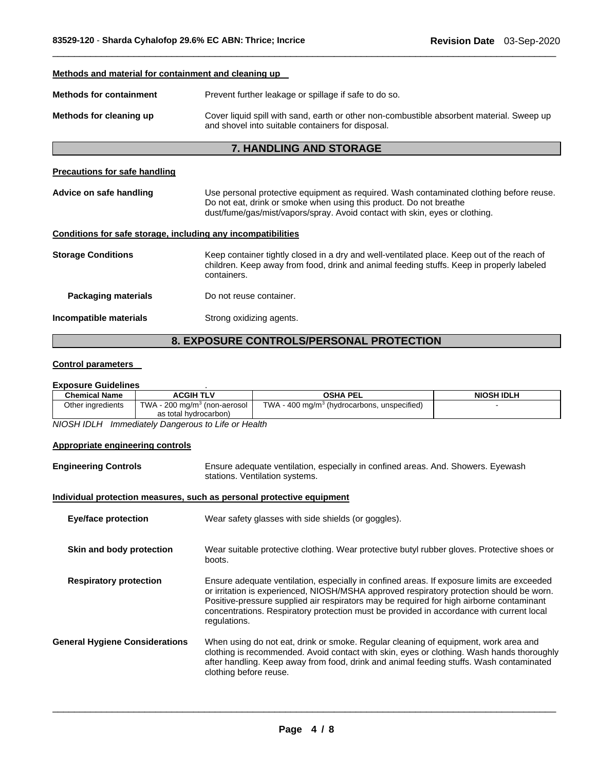**Methods and material for containment and cleaning up**

**Methods for containment** Prevent further leakage or spillage if safe to do so.

**Methods for cleaning up** Cover liquid spill with sand, earth or other non-combustible absorbent material. Sweep up and shovel into suitable containers for disposal.

## 7. HANDLING AND STORAGE

**Precautions for safe handling**

**Advice on safe handling** Use personal protective equipment as required. Wash contaminated clothing before reuse. Do not eat, drink or smoke when using this product. Do not breathe dust/fume/gas/mist/vapors/spray. Avoid contact with skin, eyes or clothing.

**Conditions for safe storage, including any incompatibilities**

**Storage Conditions** Keep container tightly closed in a dry and well-ventilated place. Keep out of the reach of children. Keep away from food, drink and animal feeding stuffs. Keep in properly labeled containers.

**Packaging materials** Do not reuse container.

**Incompatible materials** Strong oxidizing agents.

## 8. EXPOSURE CONTROLS/PERSONAL PROTECTION

**Control parameters**

**Exposure Guidelines** .

| Chemical Name | ACGIH TLV | OSHA PEL | NIOSH IDLH |
|---|---|---|---|
| Other ingredients | TWA - 200 mg/m$^3$ (non-aerosol as total hydrocarbon) | TWA - 400 mg/m$^3$ (hydrocarbons, unspecified) | - |

*NIOSH IDLH Immediately Dangerous to Life or Health*

**Appropriate engineering controls**

**Engineering Controls** Ensure adequate ventilation, especially in confined areas. And. Showers. Eyewash stations. Ventilation systems.

**Individual protection measures, such as personal protective equipment**

**Eye/face protection** Wear safety glasses with side shields (or goggles).

**Skin and body protection** Wear suitable protective clothing. Wear protective butyl rubber gloves. Protective shoes or boots.

**Respiratory protection** Ensure adequate ventilation, especially in confined areas. If exposure limits are exceeded or irritation is experienced, NIOSH/MSHA approved respiratory protection should be worn. Positive-pressure supplied air respirators may be required for high airborne contaminant concentrations. Respiratory protection must be provided in accordance with current local regulations.

**General Hygiene Considerations** When using do not eat, drink or smoke. Regular cleaning of equipment, work area and clothing is recommended. Avoid contact with skin, eyes or clothing. Wash hands thoroughly after handling. Keep away from food, drink and animal feeding stuffs. Wash contaminated clothing before reuse.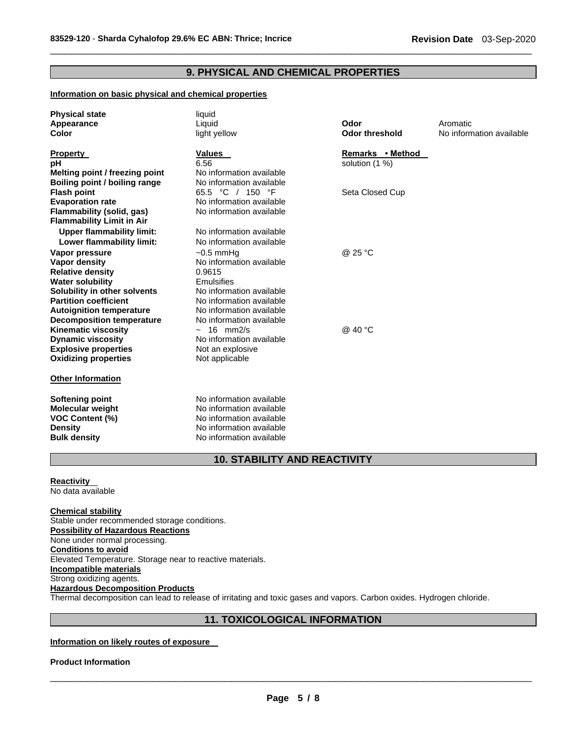## 9. PHYSICAL AND CHEMICAL PROPERTIES

**Information on basic physical and chemical properties**

| | | | |
|---|---|---|---|
| **Physical state** | liquid | | |
| **Appearance** | Liquid | **Odor** | Aromatic |
| **Color** | light yellow | **Odor threshold** | No information available |

| **Property** | **Values** | **Remarks • Method** |
|---|---|---|
| **pH** | 6.56 | solution (1 %) |
| **Melting point / freezing point** | No information available | |
| **Boiling point / boiling range** | No information available | |
| **Flash point** | 65.5 °C / 150 °F | Seta Closed Cup |
| **Evaporation rate** | No information available | |
| **Flammability (solid, gas)** | No information available | |
| **Flammability Limit in Air** | | |
| **Upper flammability limit:** | No information available | |
| **Lower flammability limit:** | No information available | |
| **Vapor pressure** | ~0.5 mmHg | @ 25 °C |
| **Vapor density** | No information available | |
| **Relative density** | 0.9615 | |
| **Water solubility** | Emulsifies | |
| **Solubility in other solvents** | No information available | |
| **Partition coefficient** | No information available | |
| **Autoignition temperature** | No information available | |
| **Decomposition temperature** | No information available | |
| **Kinematic viscosity** | ~ 16 mm2/s | @ 40 °C |
| **Dynamic viscosity** | No information available | |
| **Explosive properties** | Not an explosive | |
| **Oxidizing properties** | Not applicable | |

**Other Information**

| | |
|---|---|
| **Softening point** | No information available |
| **Molecular weight** | No information available |
| **VOC Content (%)** | No information available |
| **Density** | No information available |
| **Bulk density** | No information available |

## 10. STABILITY AND REACTIVITY

**Reactivity**
No data available

**Chemical stability**
Stable under recommended storage conditions.

**Possibility of Hazardous Reactions**
None under normal processing.

**Conditions to avoid**
Elevated Temperature. Storage near to reactive materials.

**Incompatible materials**
Strong oxidizing agents.

**Hazardous Decomposition Products**
Thermal decomposition can lead to release of irritating and toxic gases and vapors. Carbon oxides. Hydrogen chloride.

## 11. TOXICOLOGICAL INFORMATION

**Information on likely routes of exposure**

**Product Information**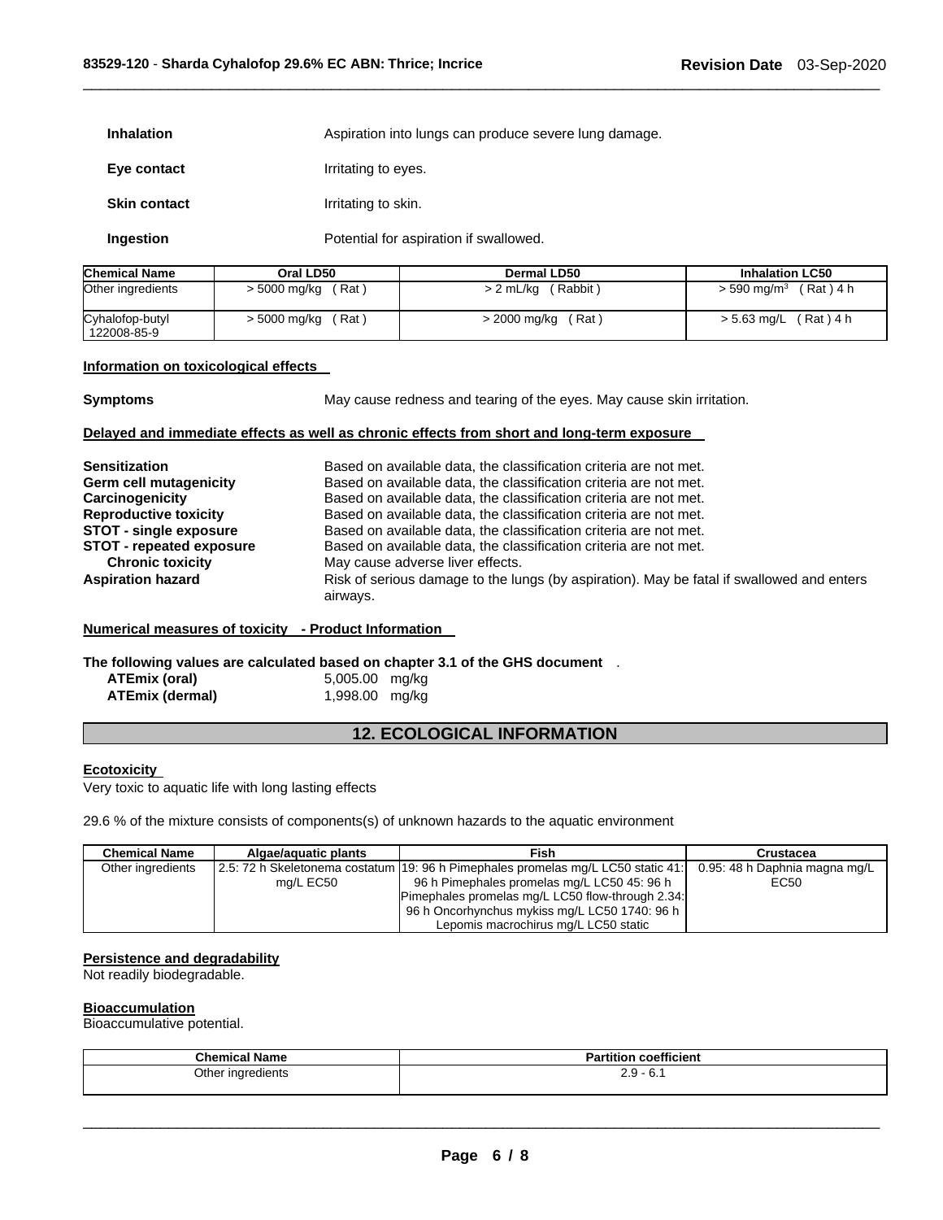**Inhalation** Aspiration into lungs can produce severe lung damage.

**Eye contact** Irritating to eyes.

**Skin contact** Irritating to skin.

**Ingestion** Potential for aspiration if swallowed.

| Chemical Name | Oral LD50 | Dermal LD50 | Inhalation LC50 |
|---|---|---|---|
| Other ingredients | > 5000 mg/kg ( Rat ) | > 2 mL/kg ( Rabbit ) | > 590 mg/m$^3$ ( Rat ) 4 h |
| Cyhalofop-butyl 122008-85-9 | > 5000 mg/kg ( Rat ) | > 2000 mg/kg ( Rat ) | > 5.63 mg/L ( Rat ) 4 h |

**Information on toxicological effects**

**Symptoms** May cause redness and tearing of the eyes. May cause skin irritation.

**Delayed and immediate effects as well as chronic effects from short and long-term exposure**

**Sensitization** Based on available data, the classification criteria are not met.
**Germ cell mutagenicity** Based on available data, the classification criteria are not met.
**Carcinogenicity** Based on available data, the classification criteria are not met.
**Reproductive toxicity** Based on available data, the classification criteria are not met.
**STOT - single exposure** Based on available data, the classification criteria are not met.
**STOT - repeated exposure** Based on available data, the classification criteria are not met.
**Chronic toxicity** May cause adverse liver effects.
**Aspiration hazard** Risk of serious damage to the lungs (by aspiration). May be fatal if swallowed and enters airways.

**Numerical measures of toxicity - Product Information**

**The following values are calculated based on chapter 3.1 of the GHS document** .

**ATEmix (oral)** 5,005.00 mg/kg
**ATEmix (dermal)** 1,998.00 mg/kg

## 12. ECOLOGICAL INFORMATION

**Ecotoxicity**

Very toxic to aquatic life with long lasting effects

29.6 % of the mixture consists of components(s) of unknown hazards to the aquatic environment

| Chemical Name | Algae/aquatic plants | Fish | Crustacea |
|---|---|---|---|
| Other ingredients | 2.5: 72 h Skeletonema costatum mg/L EC50 | 19: 96 h Pimephales promelas mg/L LC50 static 41: 96 h Pimephales promelas mg/L LC50 45: 96 h Pimephales promelas mg/L LC50 flow-through 2.34: 96 h Oncorhynchus mykiss mg/L LC50 1740: 96 h Lepomis macrochirus mg/L LC50 static | 0.95: 48 h Daphnia magna mg/L EC50 |

**Persistence and degradability**

Not readily biodegradable.

**Bioaccumulation**

Bioaccumulative potential.

| Chemical Name | Partition coefficient |
|---|---|
| Other ingredients | 2.9 - 6.1 |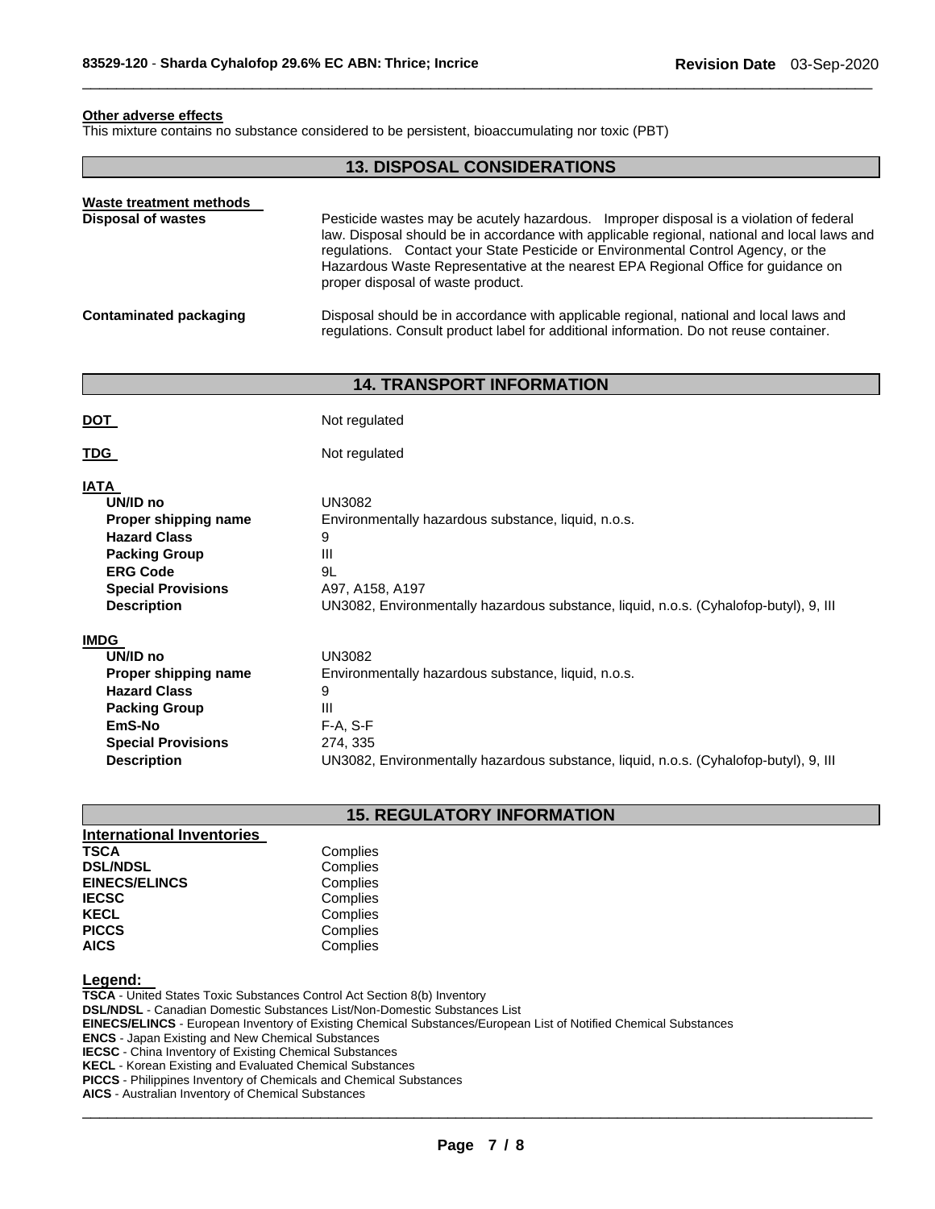#### Other adverse effects

This mixture contains no substance considered to be persistent, bioaccumulating nor toxic (PBT)

## 13. DISPOSAL CONSIDERATIONS

**Waste treatment methods**

| | |
|---|---|
| **Disposal of wastes** | Pesticide wastes may be acutely hazardous. Improper disposal is a violation of federal law. Disposal should be in accordance with applicable regional, national and local laws and regulations. Contact your State Pesticide or Environmental Control Agency, or the Hazardous Waste Representative at the nearest EPA Regional Office for guidance on proper disposal of waste product. |
| **Contaminated packaging** | Disposal should be in accordance with applicable regional, national and local laws and regulations. Consult product label for additional information. Do not reuse container. |

## 14. TRANSPORT INFORMATION

| | |
|---|---|
| **DOT** | Not regulated |
| **TDG** | Not regulated |

**IATA**

| | |
|---|---|
| **UN/ID no** | UN3082 |
| **Proper shipping name** | Environmentally hazardous substance, liquid, n.o.s. |
| **Hazard Class** | 9 |
| **Packing Group** | III |
| **ERG Code** | 9L |
| **Special Provisions** | A97, A158, A197 |
| **Description** | UN3082, Environmentally hazardous substance, liquid, n.o.s. (Cyhalofop-butyl), 9, III |

**IMDG**

| | |
|---|---|
| **UN/ID no** | UN3082 |
| **Proper shipping name** | Environmentally hazardous substance, liquid, n.o.s. |
| **Hazard Class** | 9 |
| **Packing Group** | III |
| **EmS-No** | F-A, S-F |
| **Special Provisions** | 274, 335 |
| **Description** | UN3082, Environmentally hazardous substance, liquid, n.o.s. (Cyhalofop-butyl), 9, III |

## 15. REGULATORY INFORMATION

**International Inventories**

| | |
|---|---|
| **TSCA** | Complies |
| **DSL/NDSL** | Complies |
| **EINECS/ELINCS** | Complies |
| **IECSC** | Complies |
| **KECL** | Complies |
| **PICCS** | Complies |
| **AICS** | Complies |

**Legend:**

**TSCA** - United States Toxic Substances Control Act Section 8(b) Inventory
**DSL/NDSL** - Canadian Domestic Substances List/Non-Domestic Substances List
**EINECS/ELINCS** - European Inventory of Existing Chemical Substances/European List of Notified Chemical Substances
**ENCS** - Japan Existing and New Chemical Substances
**IECSC** - China Inventory of Existing Chemical Substances
**KECL** - Korean Existing and Evaluated Chemical Substances
**PICCS** - Philippines Inventory of Chemicals and Chemical Substances
**AICS** - Australian Inventory of Chemical Substances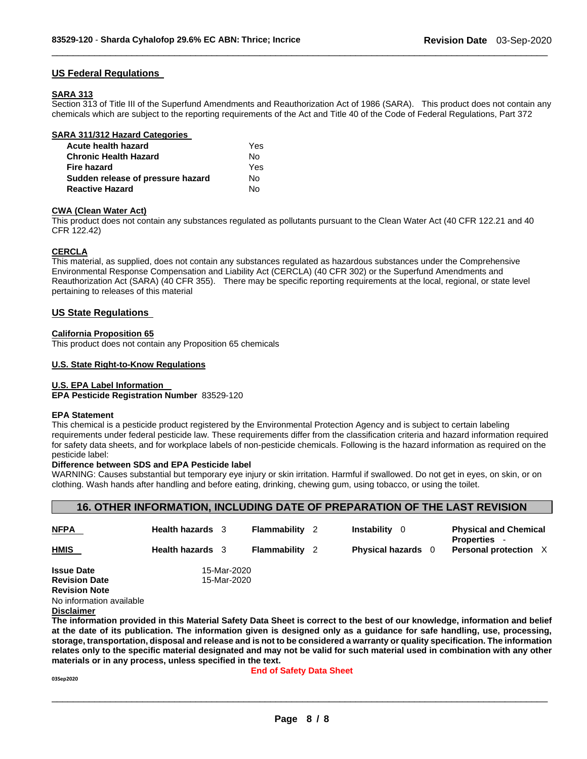## US Federal Regulations

### SARA 313

Section 313 of Title III of the Superfund Amendments and Reauthorization Act of 1986 (SARA). This product does not contain any chemicals which are subject to the reporting requirements of the Act and Title 40 of the Code of Federal Regulations, Part 372

### SARA 311/312 Hazard Categories

| | |
|---|---|
| **Acute health hazard** | Yes |
| **Chronic Health Hazard** | No |
| **Fire hazard** | Yes |
| **Sudden release of pressure hazard** | No |
| **Reactive Hazard** | No |

### CWA (Clean Water Act)

This product does not contain any substances regulated as pollutants pursuant to the Clean Water Act (40 CFR 122.21 and 40 CFR 122.42)

### CERCLA

This material, as supplied, does not contain any substances regulated as hazardous substances under the Comprehensive Environmental Response Compensation and Liability Act (CERCLA) (40 CFR 302) or the Superfund Amendments and Reauthorization Act (SARA) (40 CFR 355). There may be specific reporting requirements at the local, regional, or state level pertaining to releases of this material

## US State Regulations

### California Proposition 65

This product does not contain any Proposition 65 chemicals

### U.S. State Right-to-Know Regulations

### U.S. EPA Label Information

**EPA Pesticide Registration Number** 83529-120

**EPA Statement**

This chemical is a pesticide product registered by the Environmental Protection Agency and is subject to certain labeling requirements under federal pesticide law. These requirements differ from the classification criteria and hazard information required for safety data sheets, and for workplace labels of non-pesticide chemicals. Following is the hazard information as required on the pesticide label:

**Difference between SDS and EPA Pesticide label**

WARNING: Causes substantial but temporary eye injury or skin irritation. Harmful if swallowed. Do not get in eyes, on skin, or on clothing. Wash hands after handling and before eating, drinking, chewing gum, using tobacco, or using the toilet.

## 16. OTHER INFORMATION, INCLUDING DATE OF PREPARATION OF THE LAST REVISION

| | | | | |
|---|---|---|---|---|
| **NFPA** | **Health hazards** 3 | **Flammability** 2 | **Instability** 0 | **Physical and Chemical Properties** - |
| **HMIS** | **Health hazards** 3 | **Flammability** 2 | **Physical hazards** 0 | **Personal protection** X |

**Issue Date** 15-Mar-2020
**Revision Date** 15-Mar-2020
**Revision Note**
No information available

**Disclaimer**

**The information provided in this Material Safety Data Sheet is correct to the best of our knowledge, information and belief at the date of its publication. The information given is designed only as a guidance for safe handling, use, processing, storage, transportation, disposal and release and is not to be considered a warranty or quality specification. The information relates only to the specific material designated and may not be valid for such material used in combination with any other materials or in any process, unless specified in the text.**

**End of Safety Data Sheet**

03Sep2020